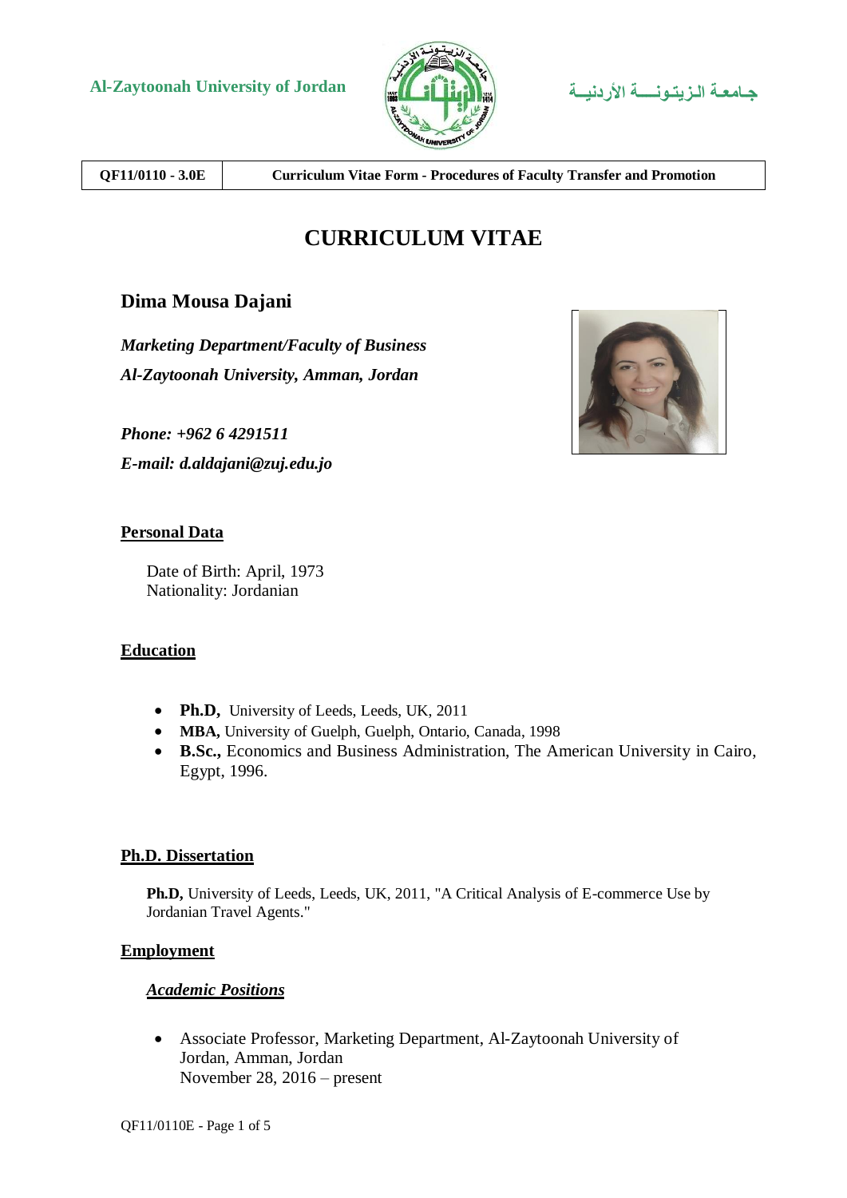Al-Zaytoonah University of Jordan

جـامعة الـزيتـونــــة الأردنيـــة

| QF11/0110 - 3.0E | Curriculum Vitae Form - Procedures of Faculty Transfer and Promotion |
|---|---|

# CURRICULUM VITAE

## Dima Mousa Dajani

*Marketing Department/Faculty of Business*
*Al-Zaytoonah University, Amman, Jordan*

*Phone: +962 6 4291511*
*E-mail: d.aldajani@zuj.edu.jo*

### Personal Data

Date of Birth: April, 1973
Nationality: Jordanian

### Education

- **Ph.D,** University of Leeds, Leeds, UK, 2011
- **MBA,** University of Guelph, Guelph, Ontario, Canada, 1998
- **B.Sc.,** Economics and Business Administration, The American University in Cairo, Egypt, 1996.

### Ph.D. Dissertation

**Ph.D,** University of Leeds, Leeds, UK, 2011, "A Critical Analysis of E-commerce Use by Jordanian Travel Agents."

### Employment

#### *Academic Positions*

- Associate Professor, Marketing Department, Al-Zaytoonah University of Jordan, Amman, Jordan
  November 28, 2016 – present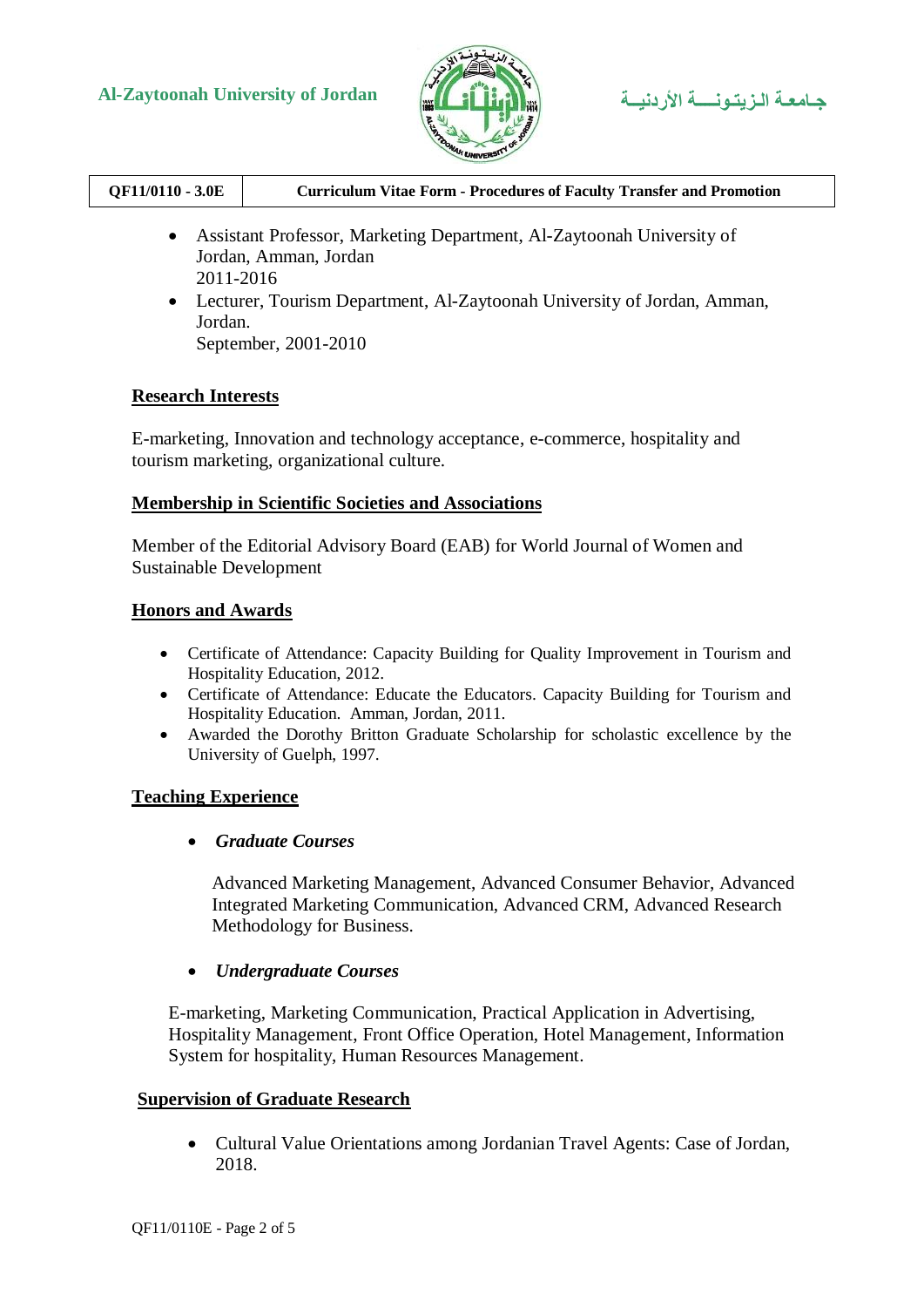- Assistant Professor, Marketing Department, Al-Zaytoonah University of Jordan, Amman, Jordan
  2011-2016
- Lecturer, Tourism Department, Al-Zaytoonah University of Jordan, Amman, Jordan.
  September, 2001-2010

## Research Interests

E-marketing, Innovation and technology acceptance, e-commerce, hospitality and tourism marketing, organizational culture.

## Membership in Scientific Societies and Associations

Member of the Editorial Advisory Board (EAB) for World Journal of Women and Sustainable Development

## Honors and Awards

- Certificate of Attendance: Capacity Building for Quality Improvement in Tourism and Hospitality Education, 2012.
- Certificate of Attendance: Educate the Educators. Capacity Building for Tourism and Hospitality Education. Amman, Jordan, 2011.
- Awarded the Dorothy Britton Graduate Scholarship for scholastic excellence by the University of Guelph, 1997.

## Teaching Experience

- ***Graduate Courses***

  Advanced Marketing Management, Advanced Consumer Behavior, Advanced Integrated Marketing Communication, Advanced CRM, Advanced Research Methodology for Business.

- ***Undergraduate Courses***

  E-marketing, Marketing Communication, Practical Application in Advertising, Hospitality Management, Front Office Operation, Hotel Management, Information System for hospitality, Human Resources Management.

## Supervision of Graduate Research

- Cultural Value Orientations among Jordanian Travel Agents: Case of Jordan, 2018.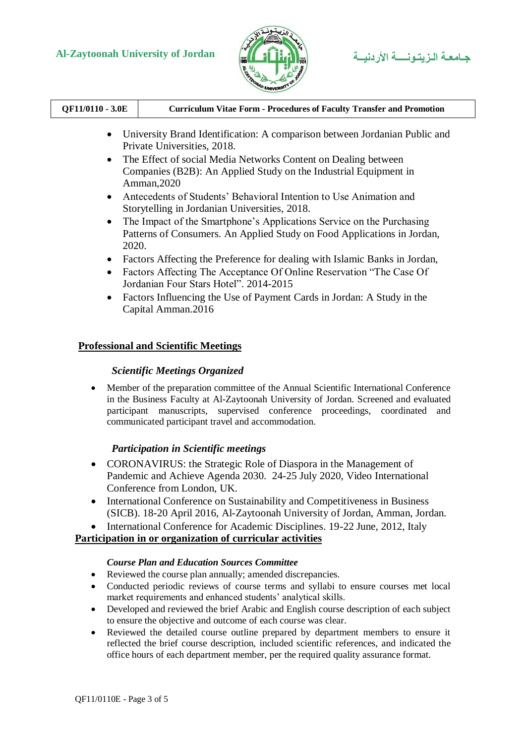- University Brand Identification: A comparison between Jordanian Public and Private Universities, 2018.
- The Effect of social Media Networks Content on Dealing between Companies (B2B): An Applied Study on the Industrial Equipment in Amman,2020
- Antecedents of Students' Behavioral Intention to Use Animation and Storytelling in Jordanian Universities, 2018.
- The Impact of the Smartphone's Applications Service on the Purchasing Patterns of Consumers. An Applied Study on Food Applications in Jordan, 2020.
- Factors Affecting the Preference for dealing with Islamic Banks in Jordan,
- Factors Affecting The Acceptance Of Online Reservation "The Case Of Jordanian Four Stars Hotel". 2014-2015
- Factors Influencing the Use of Payment Cards in Jordan: A Study in the Capital Amman.2016

## Professional and Scientific Meetings

### *Scientific Meetings Organized*

- Member of the preparation committee of the Annual Scientific International Conference in the Business Faculty at Al-Zaytoonah University of Jordan. Screened and evaluated participant manuscripts, supervised conference proceedings, coordinated and communicated participant travel and accommodation.

### *Participation in Scientific meetings*

- CORONAVIRUS: the Strategic Role of Diaspora in the Management of Pandemic and Achieve Agenda 2030. 24-25 July 2020, Video International Conference from London, UK.
- International Conference on Sustainability and Competitiveness in Business (SICB). 18-20 April 2016, Al-Zaytoonah University of Jordan, Amman, Jordan.
- International Conference for Academic Disciplines. 19-22 June, 2012, Italy

## Participation in or organization of curricular activities

### *Course Plan and Education Sources Committee*

- Reviewed the course plan annually; amended discrepancies.
- Conducted periodic reviews of course terms and syllabi to ensure courses met local market requirements and enhanced students' analytical skills.
- Developed and reviewed the brief Arabic and English course description of each subject to ensure the objective and outcome of each course was clear.
- Reviewed the detailed course outline prepared by department members to ensure it reflected the brief course description, included scientific references, and indicated the office hours of each department member, per the required quality assurance format.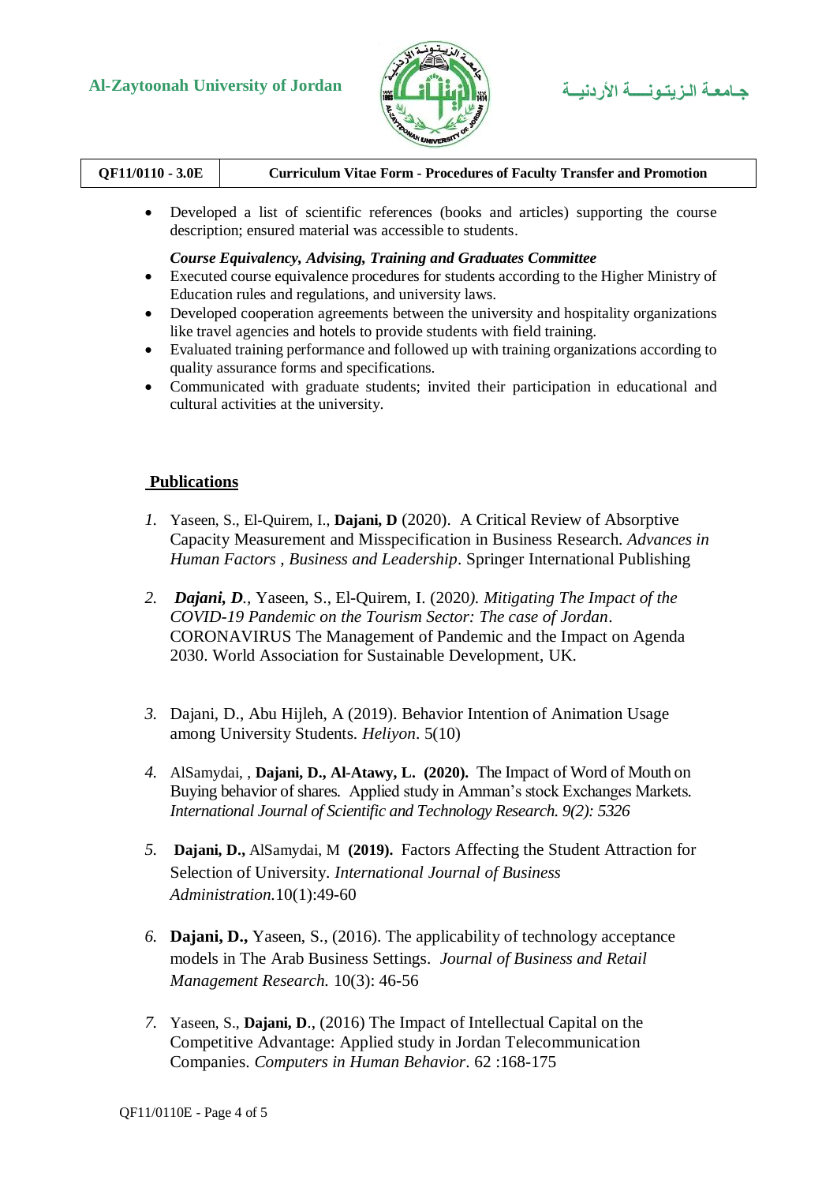- Developed a list of scientific references (books and articles) supporting the course description; ensured material was accessible to students.

***Course Equivalency, Advising, Training and Graduates Committee***

- Executed course equivalence procedures for students according to the Higher Ministry of Education rules and regulations, and university laws.
- Developed cooperation agreements between the university and hospitality organizations like travel agencies and hotels to provide students with field training.
- Evaluated training performance and followed up with training organizations according to quality assurance forms and specifications.
- Communicated with graduate students; invited their participation in educational and cultural activities at the university.

## Publications

1. Yaseen, S., El-Quirem, I., **Dajani, D** (2020). A Critical Review of Absorptive Capacity Measurement and Misspecification in Business Research. *Advances in Human Factors , Business and Leadership*. Springer International Publishing

2. ***Dajani, D***., Yaseen, S., El-Quirem, I. (2020*). Mitigating The Impact of the COVID-19 Pandemic on the Tourism Sector: The case of Jordan*. CORONAVIRUS The Management of Pandemic and the Impact on Agenda 2030. World Association for Sustainable Development, UK.

3. Dajani, D., Abu Hijleh, A (2019). Behavior Intention of Animation Usage among University Students. *Heliyon*. 5(10)

4. AlSamydai, , **Dajani, D., Al-Atawy, L. (2020).** The Impact of Word of Mouth on Buying behavior of shares. Applied study in Amman's stock Exchanges Markets. *International Journal of Scientific and Technology Research. 9(2): 5326*

5. **Dajani, D.,** AlSamydai, M **(2019).** Factors Affecting the Student Attraction for Selection of University. *International Journal of Business Administration*.10(1):49-60

6. **Dajani, D.,** Yaseen, S., (2016). The applicability of technology acceptance models in The Arab Business Settings. *Journal of Business and Retail Management Research.* 10(3): 46-56

7. Yaseen, S., **Dajani, D**., (2016) The Impact of Intellectual Capital on the Competitive Advantage: Applied study in Jordan Telecommunication Companies. *Computers in Human Behavior*. 62 :168-175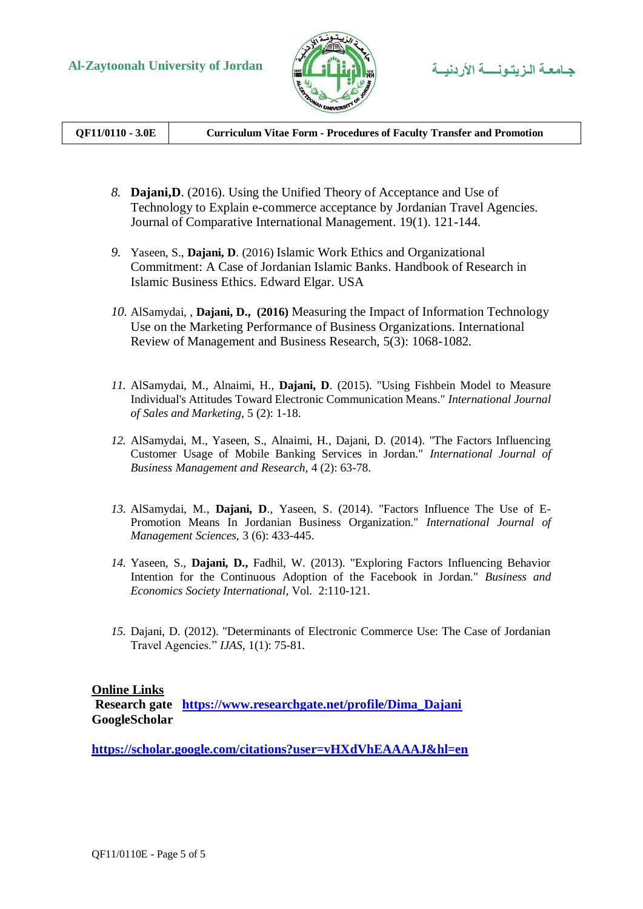8. **Dajani,D**. (2016). Using the Unified Theory of Acceptance and Use of Technology to Explain e-commerce acceptance by Jordanian Travel Agencies. Journal of Comparative International Management. 19(1). 121-144.

9. Yaseen, S., **Dajani, D**. (2016) Islamic Work Ethics and Organizational Commitment: A Case of Jordanian Islamic Banks. Handbook of Research in Islamic Business Ethics. Edward Elgar. USA

10. AlSamydai, , **Dajani, D., (2016)** Measuring the Impact of Information Technology Use on the Marketing Performance of Business Organizations. International Review of Management and Business Research, 5(3): 1068-1082.

11. AlSamydai, M., Alnaimi, H., **Dajani, D**. (2015). "Using Fishbein Model to Measure Individual's Attitudes Toward Electronic Communication Means." *International Journal of Sales and Marketing,* 5 (2): 1-18.

12. AlSamydai, M., Yaseen, S., Alnaimi, H., Dajani, D. (2014). "The Factors Influencing Customer Usage of Mobile Banking Services in Jordan." *International Journal of Business Management and Research,* 4 (2): 63-78.

13. AlSamydai, M., **Dajani, D**., Yaseen, S. (2014). "Factors Influence The Use of E-Promotion Means In Jordanian Business Organization." *International Journal of Management Sciences,* 3 (6): 433-445.

14. Yaseen, S., **Dajani, D.,** Fadhil, W. (2013). "Exploring Factors Influencing Behavior Intention for the Continuous Adoption of the Facebook in Jordan." *Business and Economics Society International*, Vol. 2:110-121.

15. Dajani, D. (2012). "Determinants of Electronic Commerce Use: The Case of Jordanian Travel Agencies." *IJAS*, 1(1): 75-81.

**Online Links**

**Research gate** **https://www.researchgate.net/profile/Dima_Dajani**

**GoogleScholar**

**https://scholar.google.com/citations?user=vHXdVhEAAAAJ&hl=en**